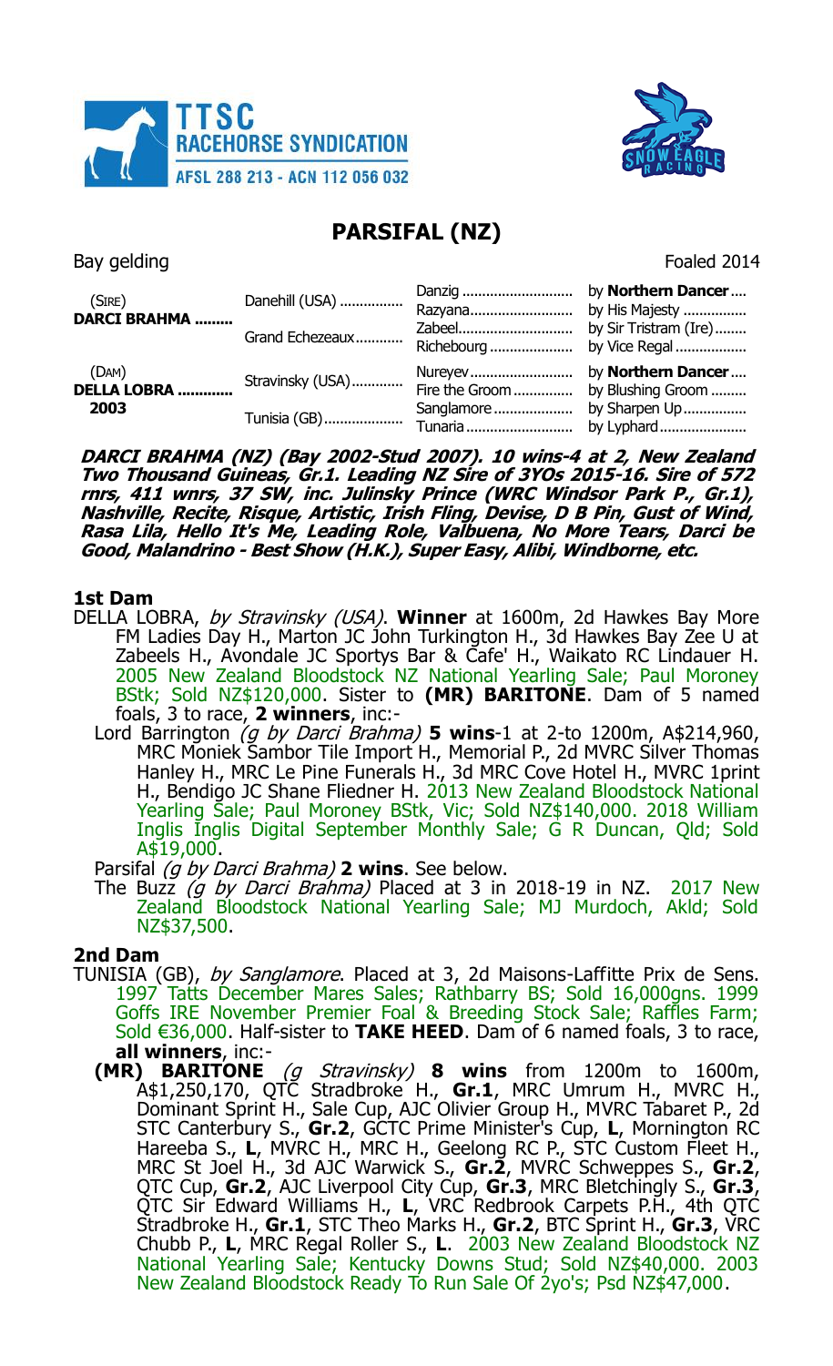# PARSIFAL (NZ)

Bay gelding Foaled 2014

| | | | |
|---|---|---|---|
| (SIRE) **DARCI BRAHMA** | Danehill (USA) | Danzig | by **Northern Dancer** |
| | | Razyana | by His Majesty |
| | Grand Echezeaux | Zabeel | by Sir Tristram (Ire) |
| | | Richebourg | by Vice Regal |
| (DAM) **DELLA LOBRA** 2003 | Stravinsky (USA) | Nureyev | by **Northern Dancer** |
| | | Fire the Groom | by Blushing Groom |
| | Tunisia (GB) | Sanglamore | by Sharpen Up |
| | | Tunaria | by Lyphard |

***DARCI BRAHMA (NZ) (Bay 2002-Stud 2007). 10 wins-4 at 2, New Zealand Two Thousand Guineas, Gr.1. Leading NZ Sire of 3YOs 2015-16. Sire of 572 rnrs, 411 wnrs, 37 SW, inc. Julinsky Prince (WRC Windsor Park P., Gr.1), Nashville, Recite, Risque, Artistic, Irish Fling, Devise, D B Pin, Gust of Wind, Rasa Lila, Hello It's Me, Leading Role, Valbuena, No More Tears, Darci be Good, Malandrino - Best Show (H.K.), Super Easy, Alibi, Windborne, etc.***

## 1st Dam

DELLA LOBRA, *by Stravinsky (USA)*. **Winner** at 1600m, 2d Hawkes Bay More FM Ladies Day H., Marton JC John Turkington H., 3d Hawkes Bay Zee U at Zabeels H., Avondale JC Sportys Bar & Cafe' H., Waikato RC Lindauer H. 2005 New Zealand Bloodstock NZ National Yearling Sale; Paul Moroney BStk; Sold NZ$120,000. Sister to **(MR) BARITONE**. Dam of 5 named foals, 3 to race, **2 winners**, inc:-

- Lord Barrington *(g by Darci Brahma)* **5 wins**-1 at 2-to 1200m, A$214,960, MRC Moniek Sambor Tile Import H., Memorial P., 2d MVRC Silver Thomas Hanley H., MRC Le Pine Funerals H., 3d MRC Cove Hotel H., MVRC 1print H., Bendigo JC Shane Fliedner H. 2013 New Zealand Bloodstock National Yearling Sale; Paul Moroney BStk, Vic; Sold NZ$140,000. 2018 William Inglis Inglis Digital September Monthly Sale; G R Duncan, Qld; Sold A$19,000.
- Parsifal *(g by Darci Brahma)* **2 wins**. See below.
- The Buzz *(g by Darci Brahma)* Placed at 3 in 2018-19 in NZ. 2017 New Zealand Bloodstock National Yearling Sale; MJ Murdoch, Akld; Sold NZ$37,500.

## 2nd Dam

TUNISIA (GB), *by Sanglamore*. Placed at 3, 2d Maisons-Laffitte Prix de Sens. 1997 Tatts December Mares Sales; Rathbarry BS; Sold 16,000gns. 1999 Goffs IRE November Premier Foal & Breeding Stock Sale; Raffles Farm; Sold €36,000. Half-sister to **TAKE HEED**. Dam of 6 named foals, 3 to race, **all winners**, inc:-

- **(MR) BARITONE** *(g Stravinsky)* **8 wins** from 1200m to 1600m, A$1,250,170, QTC Stradbroke H., **Gr.1**, MRC Umrum H., MVRC H., Dominant Sprint H., Sale Cup, AJC Olivier Group H., MVRC Tabaret P., 2d STC Canterbury S., **Gr.2**, GCTC Prime Minister's Cup, **L**, Mornington RC Hareeba S., **L**, MVRC H., MRC H., Geelong RC P., STC Custom Fleet H., MRC St Joel H., 3d AJC Warwick S., **Gr.2**, MVRC Schweppes S., **Gr.2**, QTC Cup, **Gr.2**, AJC Liverpool City Cup, **Gr.3**, MRC Bletchingly S., **Gr.3**, QTC Sir Edward Williams H., **L**, VRC Redbrook Carpets P.H., 4th QTC Stradbroke H., **Gr.1**, STC Theo Marks H., **Gr.2**, BTC Sprint H., **Gr.3**, VRC Chubb P., **L**, MRC Regal Roller S., **L**. 2003 New Zealand Bloodstock NZ National Yearling Sale; Kentucky Downs Stud; Sold NZ$40,000. 2003 New Zealand Bloodstock Ready To Run Sale Of 2yo's; Psd NZ$47,000.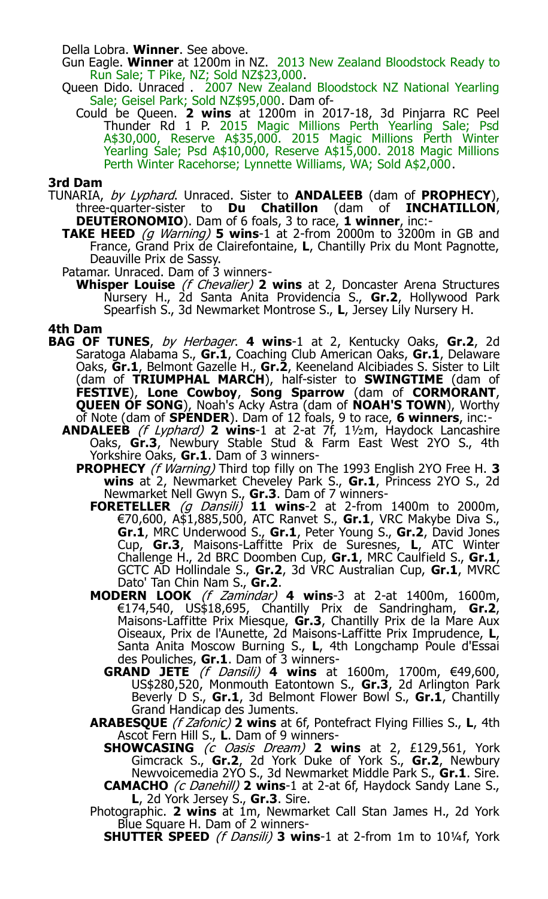Della Lobra. **Winner**. See above.

Gun Eagle. **Winner** at 1200m in NZ. 2013 New Zealand Bloodstock Ready to Run Sale; T Pike, NZ; Sold NZ$23,000.

Queen Dido. Unraced . 2007 New Zealand Bloodstock NZ National Yearling Sale; Geisel Park; Sold NZ$95,000. Dam of-

Could be Queen. **2 wins** at 1200m in 2017-18, 3d Pinjarra RC Peel Thunder Rd 1 P. 2015 Magic Millions Perth Yearling Sale; Psd A$30,000, Reserve A$35,000. 2015 Magic Millions Perth Winter Yearling Sale; Psd A$10,000, Reserve A$15,000. 2018 Magic Millions Perth Winter Racehorse; Lynnette Williams, WA; Sold A$2,000.

## 3rd Dam

TUNARIA, *by Lyphard*. Unraced. Sister to **ANDALEEB** (dam of **PROPHECY**), three-quarter-sister to **Du Chatillon** (dam of **INCHATILLON**, **DEUTERONOMIO**). Dam of 6 foals, 3 to race, **1 winner**, inc:-

**TAKE HEED** *(g Warning)* **5 wins**-1 at 2-from 2000m to 3200m in GB and France, Grand Prix de Clairefontaine, **L**, Chantilly Prix du Mont Pagnotte, Deauville Prix de Sassy.

Patamar. Unraced. Dam of 3 winners-

**Whisper Louise** *(f Chevalier)* **2 wins** at 2, Doncaster Arena Structures Nursery H., 2d Santa Anita Providencia S., **Gr.2**, Hollywood Park Spearfish S., 3d Newmarket Montrose S., **L**, Jersey Lily Nursery H.

## 4th Dam

**BAG OF TUNES**, *by Herbager*. **4 wins**-1 at 2, Kentucky Oaks, **Gr.2**, 2d Saratoga Alabama S., **Gr.1**, Coaching Club American Oaks, **Gr.1**, Delaware Oaks, **Gr.1**, Belmont Gazelle H., **Gr.2**, Keeneland Alcibiades S. Sister to Lilt (dam of **TRIUMPHAL MARCH**), half-sister to **SWINGTIME** (dam of **FESTIVE**), **Lone Cowboy**, **Song Sparrow** (dam of **CORMORANT**, **QUEEN OF SONG**), Noah's Acky Astra (dam of **NOAH'S TOWN**), Worthy of Note (dam of **SPENDER**). Dam of 12 foals, 9 to race, **6 winners**, inc:-

**ANDALEEB** *(f Lyphard)* **2 wins**-1 at 2-at 7f, 1½m, Haydock Lancashire Oaks, **Gr.3**, Newbury Stable Stud & Farm East West 2YO S., 4th Yorkshire Oaks, **Gr.1**. Dam of 3 winners-

**PROPHECY** *(f Warning)* Third top filly on The 1993 English 2YO Free H. **3 wins** at 2, Newmarket Cheveley Park S., **Gr.1**, Princess 2YO S., 2d Newmarket Nell Gwyn S., **Gr.3**. Dam of 7 winners-

**FORETELLER** *(g Dansili)* **11 wins**-2 at 2-from 1400m to 2000m, €70,600, A$1,885,500, ATC Ranvet S., **Gr.1**, VRC Makybe Diva S., **Gr.1**, MRC Underwood S., **Gr.1**, Peter Young S., **Gr.2**, David Jones Cup, **Gr.3**, Maisons-Laffitte Prix de Suresnes, **L**, ATC Winter Challenge H., 2d BRC Doomben Cup, **Gr.1**, MRC Caulfield S., **Gr.1**, GCTC AD Hollindale S., **Gr.2**, 3d VRC Australian Cup, **Gr.1**, MVRC Dato' Tan Chin Nam S., **Gr.2**.

**MODERN LOOK** *(f Zamindar)* **4 wins**-3 at 2-at 1400m, 1600m, €174,540, US$18,695, Chantilly Prix de Sandringham, **Gr.2**, Maisons-Laffitte Prix Miesque, **Gr.3**, Chantilly Prix de la Mare Aux Oiseaux, Prix de l'Aunette, 2d Maisons-Laffitte Prix Imprudence, **L**, Santa Anita Moscow Burning S., **L**, 4th Longchamp Poule d'Essai des Pouliches, **Gr.1**. Dam of 3 winners-

**GRAND JETE** *(f Dansili)* **4 wins** at 1600m, 1700m, €49,600, US$280,520, Monmouth Eatontown S., **Gr.3**, 2d Arlington Park Beverly D S., **Gr.1**, 3d Belmont Flower Bowl S., **Gr.1**, Chantilly Grand Handicap des Juments.

**ARABESQUE** *(f Zafonic)* **2 wins** at 6f, Pontefract Flying Fillies S., **L**, 4th Ascot Fern Hill S., **L**. Dam of 9 winners-

**SHOWCASING** *(c Oasis Dream)* **2 wins** at 2, £129,561, York Gimcrack S., **Gr.2**, 2d York Duke of York S., **Gr.2**, Newbury Newvoicemedia 2YO S., 3d Newmarket Middle Park S., **Gr.1**. Sire.

**CAMACHO** *(c Danehill)* **2 wins**-1 at 2-at 6f, Haydock Sandy Lane S., **L**, 2d York Jersey S., **Gr.3**. Sire.

Photographic. **2 wins** at 1m, Newmarket Call Stan James H., 2d York Blue Square H. Dam of 2 winners-

**SHUTTER SPEED** *(f Dansili)* **3 wins**-1 at 2-from 1m to 10¼f, York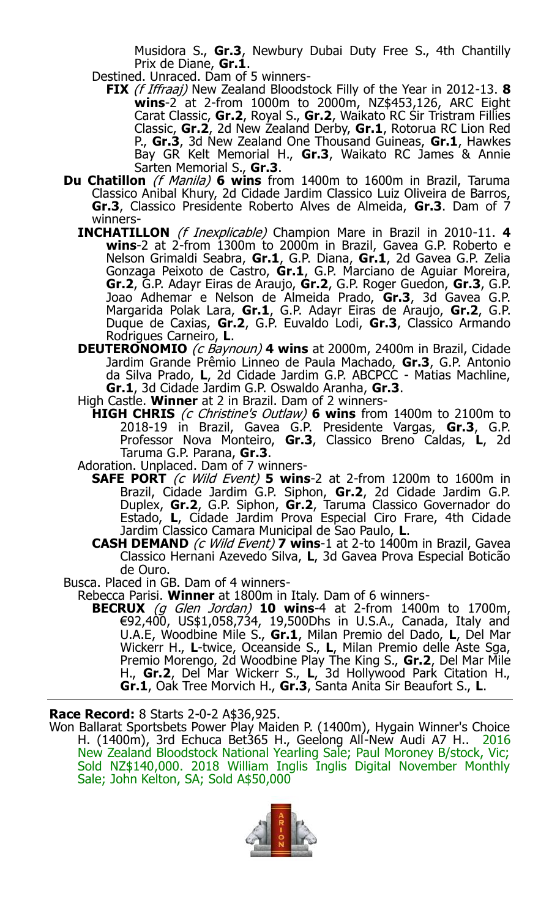Musidora S., **Gr.3**, Newbury Dubai Duty Free S., 4th Chantilly Prix de Diane, **Gr.1**.

Destined. Unraced. Dam of 5 winners-

**FIX** *(f Iffraaj)* New Zealand Bloodstock Filly of the Year in 2012-13. **8 wins**-2 at 2-from 1000m to 2000m, NZ$453,126, ARC Eight Carat Classic, **Gr.2**, Royal S., **Gr.2**, Waikato RC Sir Tristram Fillies Classic, **Gr.2**, 2d New Zealand Derby, **Gr.1**, Rotorua RC Lion Red P., **Gr.3**, 3d New Zealand One Thousand Guineas, **Gr.1**, Hawkes Bay GR Kelt Memorial H., **Gr.3**, Waikato RC James & Annie Sarten Memorial S., **Gr.3**.

**Du Chatillon** *(f Manila)* **6 wins** from 1400m to 1600m in Brazil, Taruma Classico Anibal Khury, 2d Cidade Jardim Classico Luiz Oliveira de Barros, **Gr.3**, Classico Presidente Roberto Alves de Almeida, **Gr.3**. Dam of 7 winners-

**INCHATILLON** *(f Inexplicable)* Champion Mare in Brazil in 2010-11. **4 wins**-2 at 2-from 1300m to 2000m in Brazil, Gavea G.P. Roberto e Nelson Grimaldi Seabra, **Gr.1**, G.P. Diana, **Gr.1**, 2d Gavea G.P. Zelia Gonzaga Peixoto de Castro, **Gr.1**, G.P. Marciano de Aguiar Moreira, **Gr.2**, G.P. Adayr Eiras de Araujo, **Gr.2**, G.P. Roger Guedon, **Gr.3**, G.P. Joao Adhemar e Nelson de Almeida Prado, **Gr.3**, 3d Gavea G.P. Margarida Polak Lara, **Gr.1**, G.P. Adayr Eiras de Araujo, **Gr.2**, G.P. Duque de Caxias, **Gr.2**, G.P. Euvaldo Lodi, **Gr.3**, Classico Armando Rodrigues Carneiro, **L**.

**DEUTERONOMIO** *(c Baynoun)* **4 wins** at 2000m, 2400m in Brazil, Cidade Jardim Grande Prêmio Linneo de Paula Machado, **Gr.3**, G.P. Antonio da Silva Prado, **L**, 2d Cidade Jardim G.P. ABCPCC - Matias Machline, **Gr.1**, 3d Cidade Jardim G.P. Oswaldo Aranha, **Gr.3**.

High Castle. **Winner** at 2 in Brazil. Dam of 2 winners-

**HIGH CHRIS** *(c Christine's Outlaw)* **6 wins** from 1400m to 2100m to 2018-19 in Brazil, Gavea G.P. Presidente Vargas, **Gr.3**, G.P. Professor Nova Monteiro, **Gr.3**, Classico Breno Caldas, **L**, 2d Taruma G.P. Parana, **Gr.3**.

Adoration. Unplaced. Dam of 7 winners-

**SAFE PORT** *(c Wild Event)* **5 wins**-2 at 2-from 1200m to 1600m in Brazil, Cidade Jardim G.P. Siphon, **Gr.2**, 2d Cidade Jardim G.P. Duplex, **Gr.2**, G.P. Siphon, **Gr.2**, Taruma Classico Governador do Estado, **L**, Cidade Jardim Prova Especial Ciro Frare, 4th Cidade Jardim Classico Camara Municipal de Sao Paulo, **L**.

**CASH DEMAND** *(c Wild Event)* **7 wins**-1 at 2-to 1400m in Brazil, Gavea Classico Hernani Azevedo Silva, **L**, 3d Gavea Prova Especial Boticão de Ouro.

Busca. Placed in GB. Dam of 4 winners-

Rebecca Parisi. **Winner** at 1800m in Italy. Dam of 6 winners-

**BECRUX** *(g Glen Jordan)* **10 wins**-4 at 2-from 1400m to 1700m, €92,400, US$1,058,734, 19,500Dhs in U.S.A., Canada, Italy and U.A.E, Woodbine Mile S., **Gr.1**, Milan Premio del Dado, **L**, Del Mar Wickerr H., **L**-twice, Oceanside S., **L**, Milan Premio delle Aste Sga, Premio Morengo, 2d Woodbine Play The King S., **Gr.2**, Del Mar Mile H., **Gr.2**, Del Mar Wickerr S., **L**, 3d Hollywood Park Citation H., **Gr.1**, Oak Tree Morvich H., **Gr.3**, Santa Anita Sir Beaufort S., **L**.

---

**Race Record:** 8 Starts 2-0-2 A$36,925.

Won Ballarat Sportsbets Power Play Maiden P. (1400m), Hygain Winner's Choice H. (1400m), 3rd Echuca Bet365 H., Geelong All-New Audi A7 H.. 2016 New Zealand Bloodstock National Yearling Sale; Paul Moroney B/stock, Vic; Sold NZ$140,000. 2018 William Inglis Inglis Digital November Monthly Sale; John Kelton, SA; Sold A$50,000